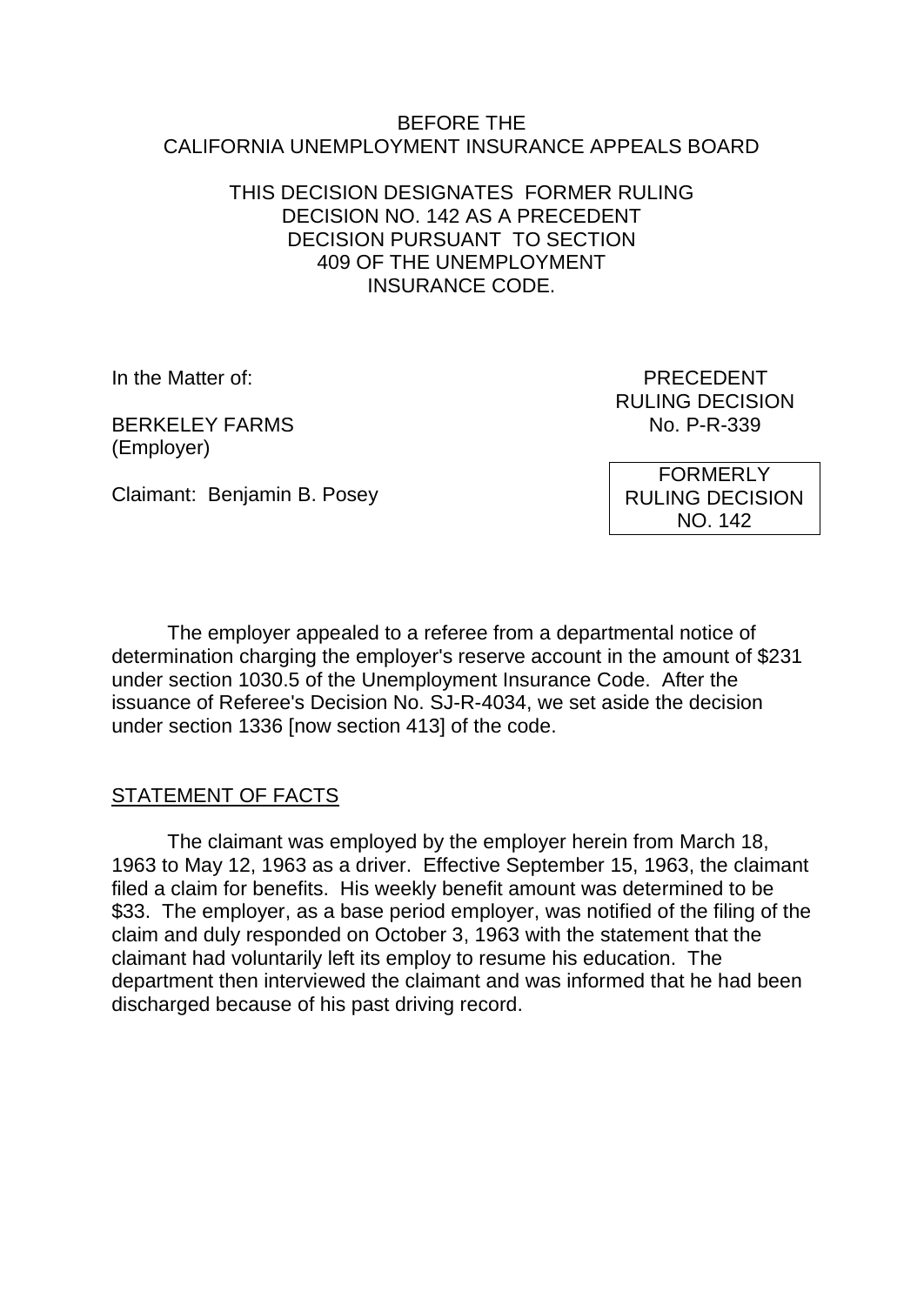BEFORE THE
CALIFORNIA UNEMPLOYMENT INSURANCE APPEALS BOARD

THIS DECISION DESIGNATES FORMER RULING DECISION NO. 142 AS A PRECEDENT DECISION PURSUANT TO SECTION 409 OF THE UNEMPLOYMENT INSURANCE CODE.

In the Matter of:

BERKELEY FARMS
(Employer)

Claimant: Benjamin B. Posey

PRECEDENT
RULING DECISION
No. P-R-339

FORMERLY
RULING DECISION
NO. 142

The employer appealed to a referee from a departmental notice of determination charging the employer's reserve account in the amount of $231 under section 1030.5 of the Unemployment Insurance Code. After the issuance of Referee's Decision No. SJ-R-4034, we set aside the decision under section 1336 [now section 413] of the code.

## STATEMENT OF FACTS

The claimant was employed by the employer herein from March 18, 1963 to May 12, 1963 as a driver. Effective September 15, 1963, the claimant filed a claim for benefits. His weekly benefit amount was determined to be $33. The employer, as a base period employer, was notified of the filing of the claim and duly responded on October 3, 1963 with the statement that the claimant had voluntarily left its employ to resume his education. The department then interviewed the claimant and was informed that he had been discharged because of his past driving record.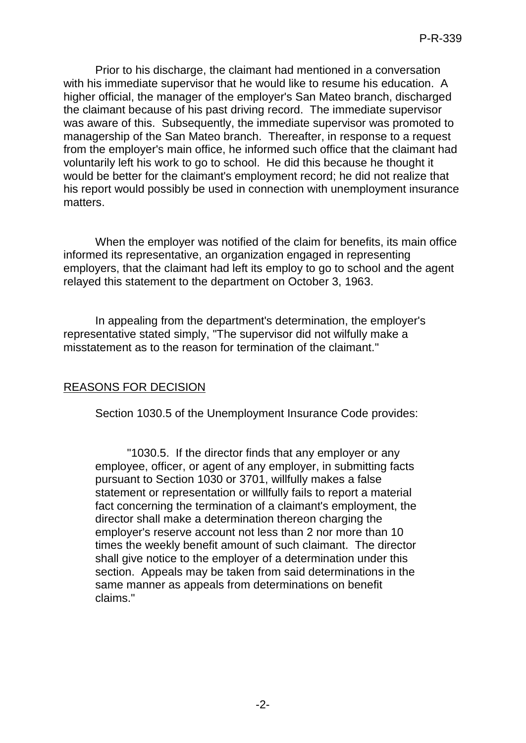Prior to his discharge, the claimant had mentioned in a conversation with his immediate supervisor that he would like to resume his education. A higher official, the manager of the employer's San Mateo branch, discharged the claimant because of his past driving record. The immediate supervisor was aware of this. Subsequently, the immediate supervisor was promoted to managership of the San Mateo branch. Thereafter, in response to a request from the employer's main office, he informed such office that the claimant had voluntarily left his work to go to school. He did this because he thought it would be better for the claimant's employment record; he did not realize that his report would possibly be used in connection with unemployment insurance matters.

When the employer was notified of the claim for benefits, its main office informed its representative, an organization engaged in representing employers, that the claimant had left its employ to go to school and the agent relayed this statement to the department on October 3, 1963.

In appealing from the department's determination, the employer's representative stated simply, "The supervisor did not wilfully make a misstatement as to the reason for termination of the claimant."

## REASONS FOR DECISION

Section 1030.5 of the Unemployment Insurance Code provides:

> "1030.5. If the director finds that any employer or any employee, officer, or agent of any employer, in submitting facts pursuant to Section 1030 or 3701, willfully makes a false statement or representation or willfully fails to report a material fact concerning the termination of a claimant's employment, the director shall make a determination thereon charging the employer's reserve account not less than 2 nor more than 10 times the weekly benefit amount of such claimant. The director shall give notice to the employer of a determination under this section. Appeals may be taken from said determinations in the same manner as appeals from determinations on benefit claims."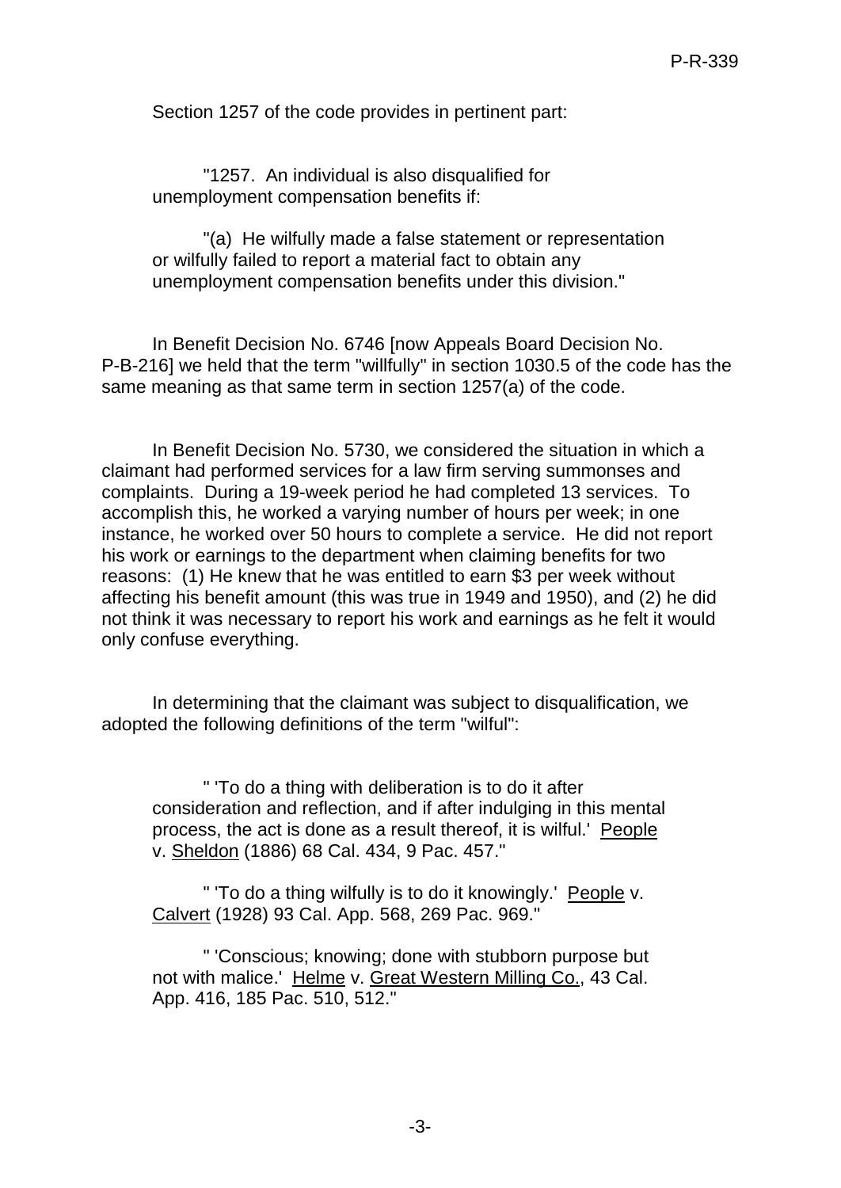Section 1257 of the code provides in pertinent part:

> "1257. An individual is also disqualified for unemployment compensation benefits if:
>
> "(a) He wilfully made a false statement or representation or wilfully failed to report a material fact to obtain any unemployment compensation benefits under this division."

In Benefit Decision No. 6746 [now Appeals Board Decision No. P-B-216] we held that the term "willfully" in section 1030.5 of the code has the same meaning as that same term in section 1257(a) of the code.

In Benefit Decision No. 5730, we considered the situation in which a claimant had performed services for a law firm serving summonses and complaints. During a 19-week period he had completed 13 services. To accomplish this, he worked a varying number of hours per week; in one instance, he worked over 50 hours to complete a service. He did not report his work or earnings to the department when claiming benefits for two reasons: (1) He knew that he was entitled to earn $3 per week without affecting his benefit amount (this was true in 1949 and 1950), and (2) he did not think it was necessary to report his work and earnings as he felt it would only confuse everything.

In determining that the claimant was subject to disqualification, we adopted the following definitions of the term "wilful":

> " 'To do a thing with deliberation is to do it after consideration and reflection, and if after indulging in this mental process, the act is done as a result thereof, it is wilful.' People v. Sheldon (1886) 68 Cal. 434, 9 Pac. 457."
>
> " 'To do a thing wilfully is to do it knowingly.' People v. Calvert (1928) 93 Cal. App. 568, 269 Pac. 969."
>
> " 'Conscious; knowing; done with stubborn purpose but not with malice.' Helme v. Great Western Milling Co., 43 Cal. App. 416, 185 Pac. 510, 512."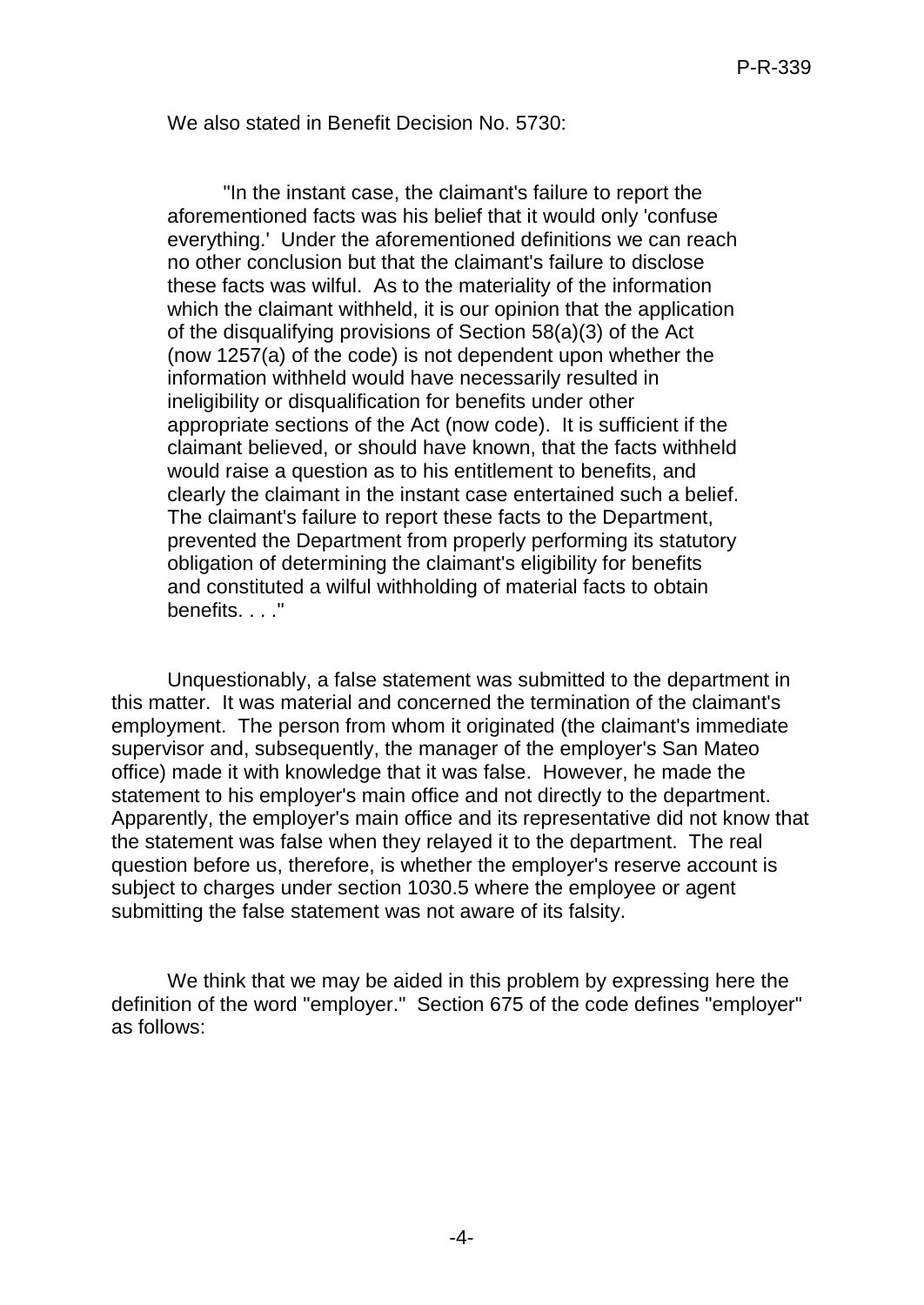We also stated in Benefit Decision No. 5730:

> "In the instant case, the claimant's failure to report the aforementioned facts was his belief that it would only 'confuse everything.' Under the aforementioned definitions we can reach no other conclusion but that the claimant's failure to disclose these facts was wilful. As to the materiality of the information which the claimant withheld, it is our opinion that the application of the disqualifying provisions of Section 58(a)(3) of the Act (now 1257(a) of the code) is not dependent upon whether the information withheld would have necessarily resulted in ineligibility or disqualification for benefits under other appropriate sections of the Act (now code). It is sufficient if the claimant believed, or should have known, that the facts withheld would raise a question as to his entitlement to benefits, and clearly the claimant in the instant case entertained such a belief. The claimant's failure to report these facts to the Department, prevented the Department from properly performing its statutory obligation of determining the claimant's eligibility for benefits and constituted a wilful withholding of material facts to obtain benefits. . . ."

Unquestionably, a false statement was submitted to the department in this matter. It was material and concerned the termination of the claimant's employment. The person from whom it originated (the claimant's immediate supervisor and, subsequently, the manager of the employer's San Mateo office) made it with knowledge that it was false. However, he made the statement to his employer's main office and not directly to the department. Apparently, the employer's main office and its representative did not know that the statement was false when they relayed it to the department. The real question before us, therefore, is whether the employer's reserve account is subject to charges under section 1030.5 where the employee or agent submitting the false statement was not aware of its falsity.

We think that we may be aided in this problem by expressing here the definition of the word "employer." Section 675 of the code defines "employer" as follows: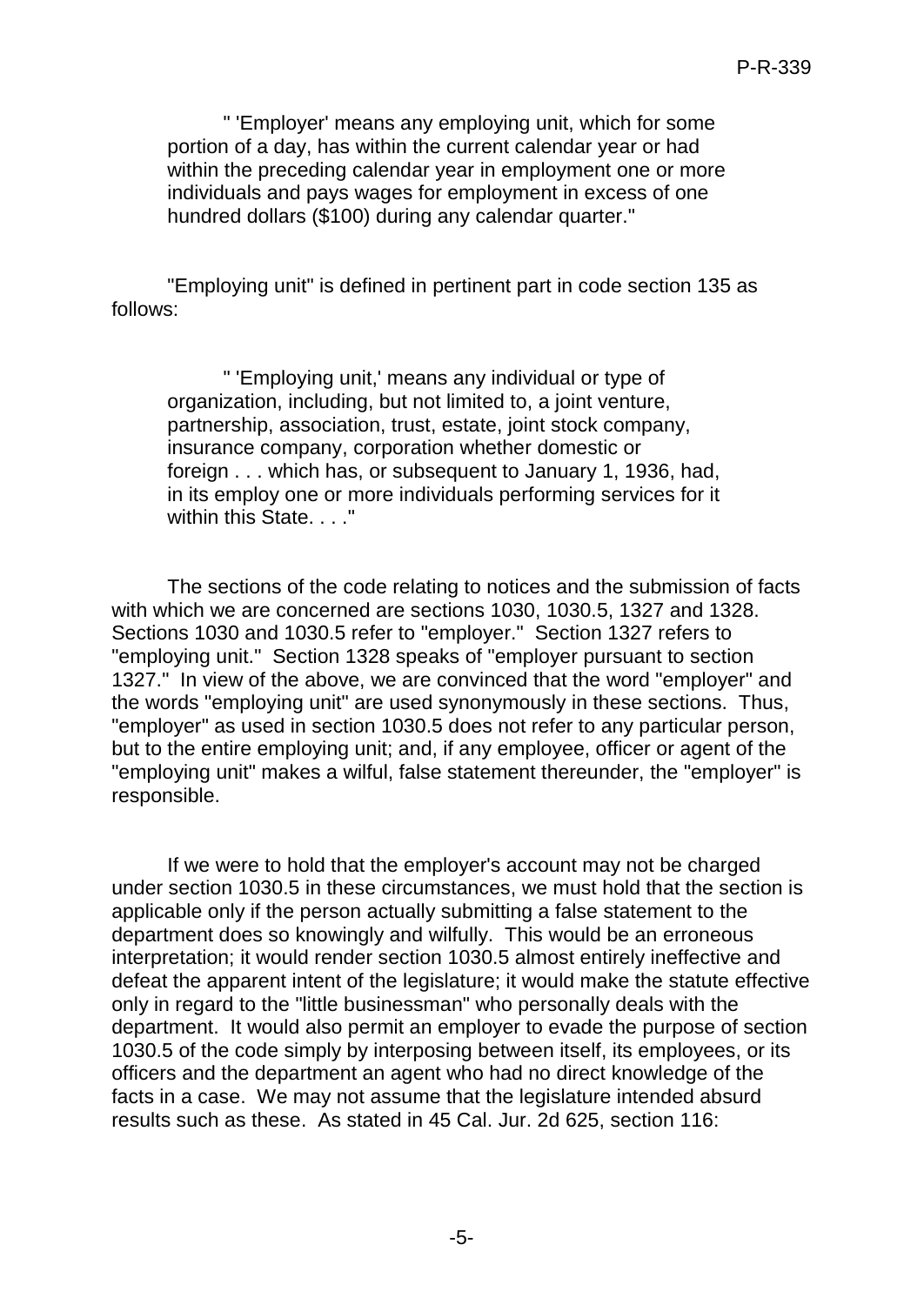> " 'Employer' means any employing unit, which for some portion of a day, has within the current calendar year or had within the preceding calendar year in employment one or more individuals and pays wages for employment in excess of one hundred dollars ($100) during any calendar quarter."

"Employing unit" is defined in pertinent part in code section 135 as follows:

> " 'Employing unit,' means any individual or type of organization, including, but not limited to, a joint venture, partnership, association, trust, estate, joint stock company, insurance company, corporation whether domestic or foreign . . . which has, or subsequent to January 1, 1936, had, in its employ one or more individuals performing services for it within this State. . . ."

The sections of the code relating to notices and the submission of facts with which we are concerned are sections 1030, 1030.5, 1327 and 1328. Sections 1030 and 1030.5 refer to "employer." Section 1327 refers to "employing unit." Section 1328 speaks of "employer pursuant to section 1327." In view of the above, we are convinced that the word "employer" and the words "employing unit" are used synonymously in these sections. Thus, "employer" as used in section 1030.5 does not refer to any particular person, but to the entire employing unit; and, if any employee, officer or agent of the "employing unit" makes a wilful, false statement thereunder, the "employer" is responsible.

If we were to hold that the employer's account may not be charged under section 1030.5 in these circumstances, we must hold that the section is applicable only if the person actually submitting a false statement to the department does so knowingly and wilfully. This would be an erroneous interpretation; it would render section 1030.5 almost entirely ineffective and defeat the apparent intent of the legislature; it would make the statute effective only in regard to the "little businessman" who personally deals with the department. It would also permit an employer to evade the purpose of section 1030.5 of the code simply by interposing between itself, its employees, or its officers and the department an agent who had no direct knowledge of the facts in a case. We may not assume that the legislature intended absurd results such as these. As stated in 45 Cal. Jur. 2d 625, section 116: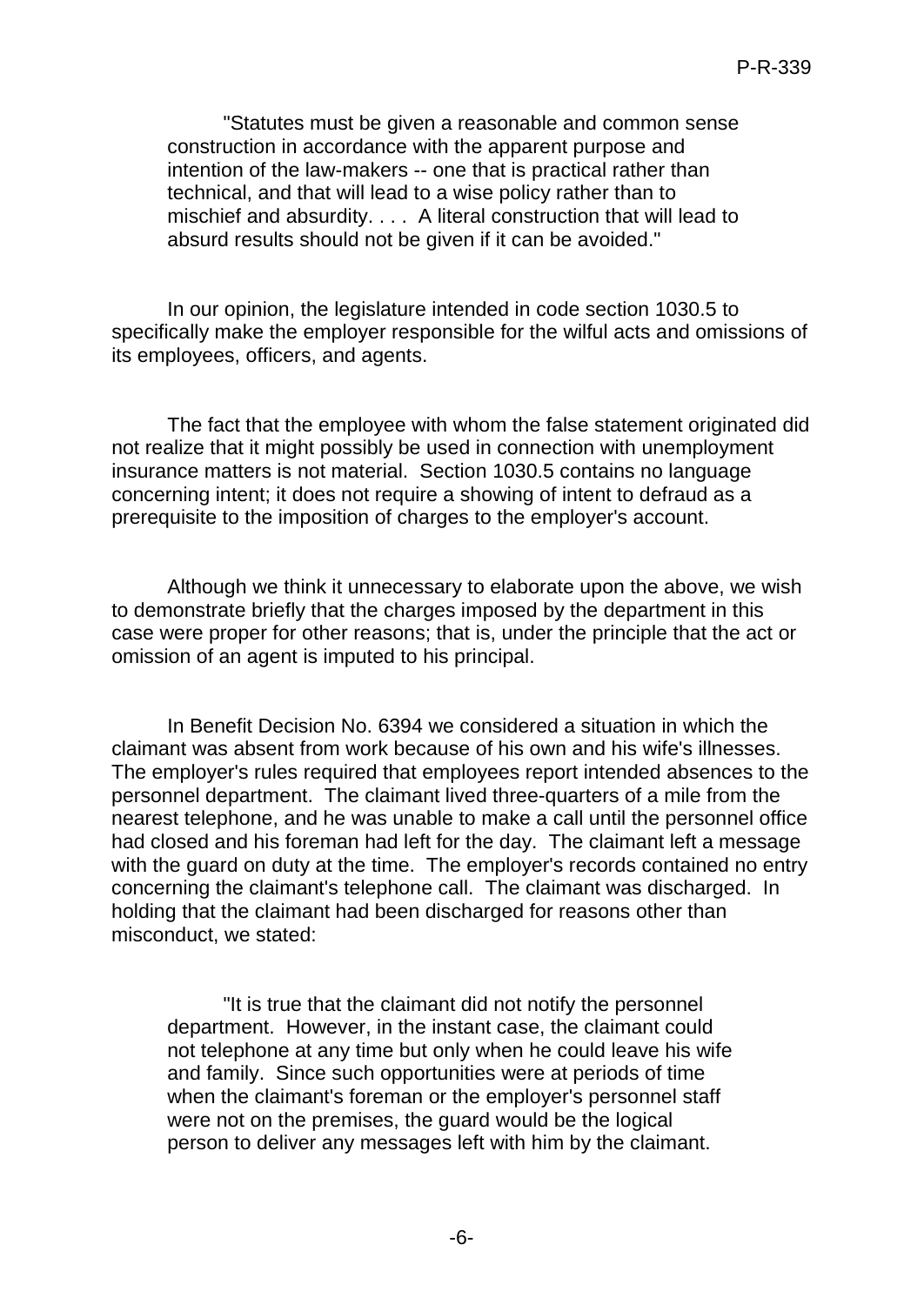> "Statutes must be given a reasonable and common sense construction in accordance with the apparent purpose and intention of the law-makers -- one that is practical rather than technical, and that will lead to a wise policy rather than to mischief and absurdity. . . . A literal construction that will lead to absurd results should not be given if it can be avoided."

In our opinion, the legislature intended in code section 1030.5 to specifically make the employer responsible for the wilful acts and omissions of its employees, officers, and agents.

The fact that the employee with whom the false statement originated did not realize that it might possibly be used in connection with unemployment insurance matters is not material. Section 1030.5 contains no language concerning intent; it does not require a showing of intent to defraud as a prerequisite to the imposition of charges to the employer's account.

Although we think it unnecessary to elaborate upon the above, we wish to demonstrate briefly that the charges imposed by the department in this case were proper for other reasons; that is, under the principle that the act or omission of an agent is imputed to his principal.

In Benefit Decision No. 6394 we considered a situation in which the claimant was absent from work because of his own and his wife's illnesses. The employer's rules required that employees report intended absences to the personnel department. The claimant lived three-quarters of a mile from the nearest telephone, and he was unable to make a call until the personnel office had closed and his foreman had left for the day. The claimant left a message with the guard on duty at the time. The employer's records contained no entry concerning the claimant's telephone call. The claimant was discharged. In holding that the claimant had been discharged for reasons other than misconduct, we stated:

> "It is true that the claimant did not notify the personnel department. However, in the instant case, the claimant could not telephone at any time but only when he could leave his wife and family. Since such opportunities were at periods of time when the claimant's foreman or the employer's personnel staff were not on the premises, the guard would be the logical person to deliver any messages left with him by the claimant.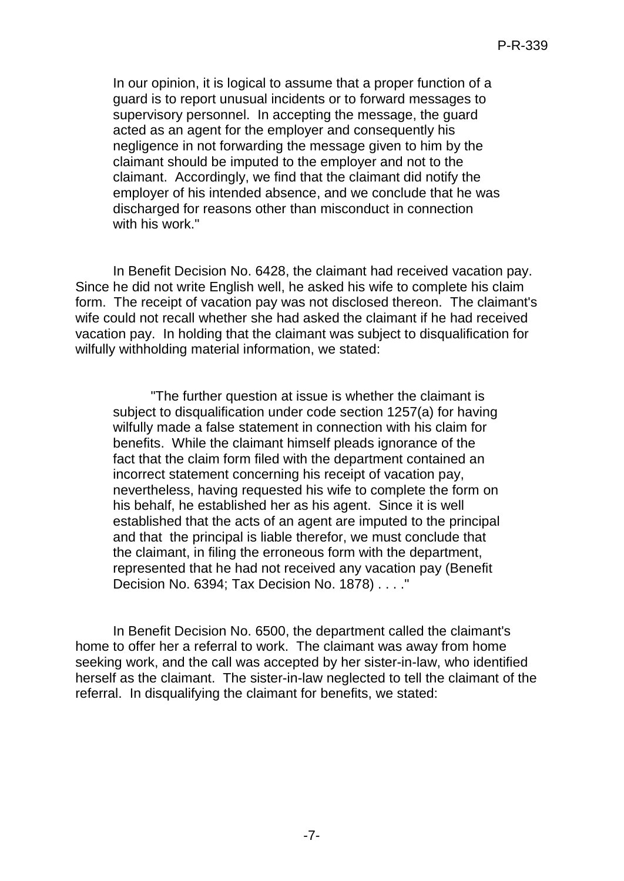> In our opinion, it is logical to assume that a proper function of a guard is to report unusual incidents or to forward messages to supervisory personnel. In accepting the message, the guard acted as an agent for the employer and consequently his negligence in not forwarding the message given to him by the claimant should be imputed to the employer and not to the claimant. Accordingly, we find that the claimant did notify the employer of his intended absence, and we conclude that he was discharged for reasons other than misconduct in connection with his work."

In Benefit Decision No. 6428, the claimant had received vacation pay. Since he did not write English well, he asked his wife to complete his claim form. The receipt of vacation pay was not disclosed thereon. The claimant's wife could not recall whether she had asked the claimant if he had received vacation pay. In holding that the claimant was subject to disqualification for wilfully withholding material information, we stated:

> "The further question at issue is whether the claimant is subject to disqualification under code section 1257(a) for having wilfully made a false statement in connection with his claim for benefits. While the claimant himself pleads ignorance of the fact that the claim form filed with the department contained an incorrect statement concerning his receipt of vacation pay, nevertheless, having requested his wife to complete the form on his behalf, he established her as his agent. Since it is well established that the acts of an agent are imputed to the principal and that the principal is liable therefor, we must conclude that the claimant, in filing the erroneous form with the department, represented that he had not received any vacation pay (Benefit Decision No. 6394; Tax Decision No. 1878) . . . ."

In Benefit Decision No. 6500, the department called the claimant's home to offer her a referral to work. The claimant was away from home seeking work, and the call was accepted by her sister-in-law, who identified herself as the claimant. The sister-in-law neglected to tell the claimant of the referral. In disqualifying the claimant for benefits, we stated: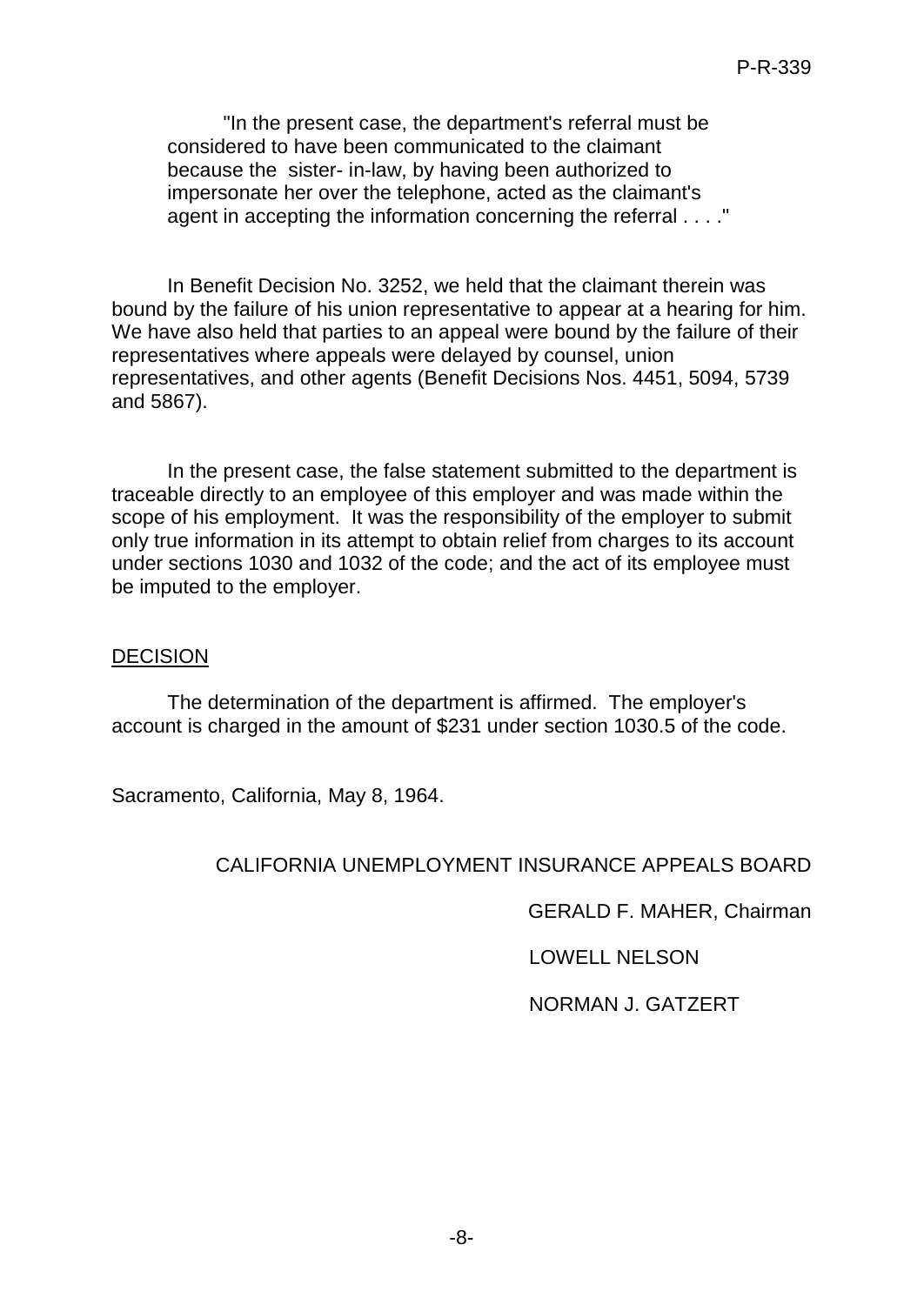> "In the present case, the department's referral must be considered to have been communicated to the claimant because the sister- in-law, by having been authorized to impersonate her over the telephone, acted as the claimant's agent in accepting the information concerning the referral . . . ."

In Benefit Decision No. 3252, we held that the claimant therein was bound by the failure of his union representative to appear at a hearing for him. We have also held that parties to an appeal were bound by the failure of their representatives where appeals were delayed by counsel, union representatives, and other agents (Benefit Decisions Nos. 4451, 5094, 5739 and 5867).

In the present case, the false statement submitted to the department is traceable directly to an employee of this employer and was made within the scope of his employment. It was the responsibility of the employer to submit only true information in its attempt to obtain relief from charges to its account under sections 1030 and 1032 of the code; and the act of its employee must be imputed to the employer.

## DECISION

The determination of the department is affirmed. The employer's account is charged in the amount of $231 under section 1030.5 of the code.

Sacramento, California, May 8, 1964.

CALIFORNIA UNEMPLOYMENT INSURANCE APPEALS BOARD

GERALD F. MAHER, Chairman

LOWELL NELSON

NORMAN J. GATZERT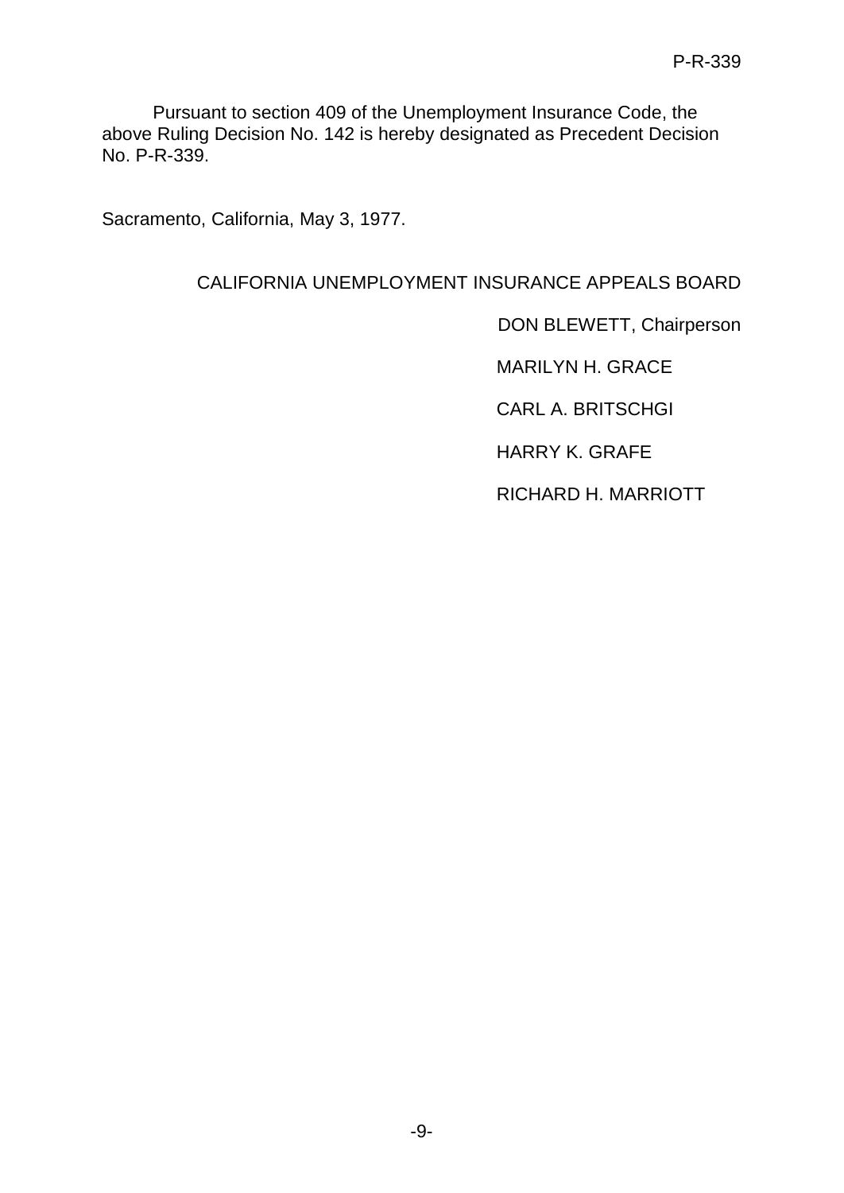Pursuant to section 409 of the Unemployment Insurance Code, the above Ruling Decision No. 142 is hereby designated as Precedent Decision No. P-R-339.

Sacramento, California, May 3, 1977.

CALIFORNIA UNEMPLOYMENT INSURANCE APPEALS BOARD

DON BLEWETT, Chairperson

MARILYN H. GRACE

CARL A. BRITSCHGI

HARRY K. GRAFE

RICHARD H. MARRIOTT